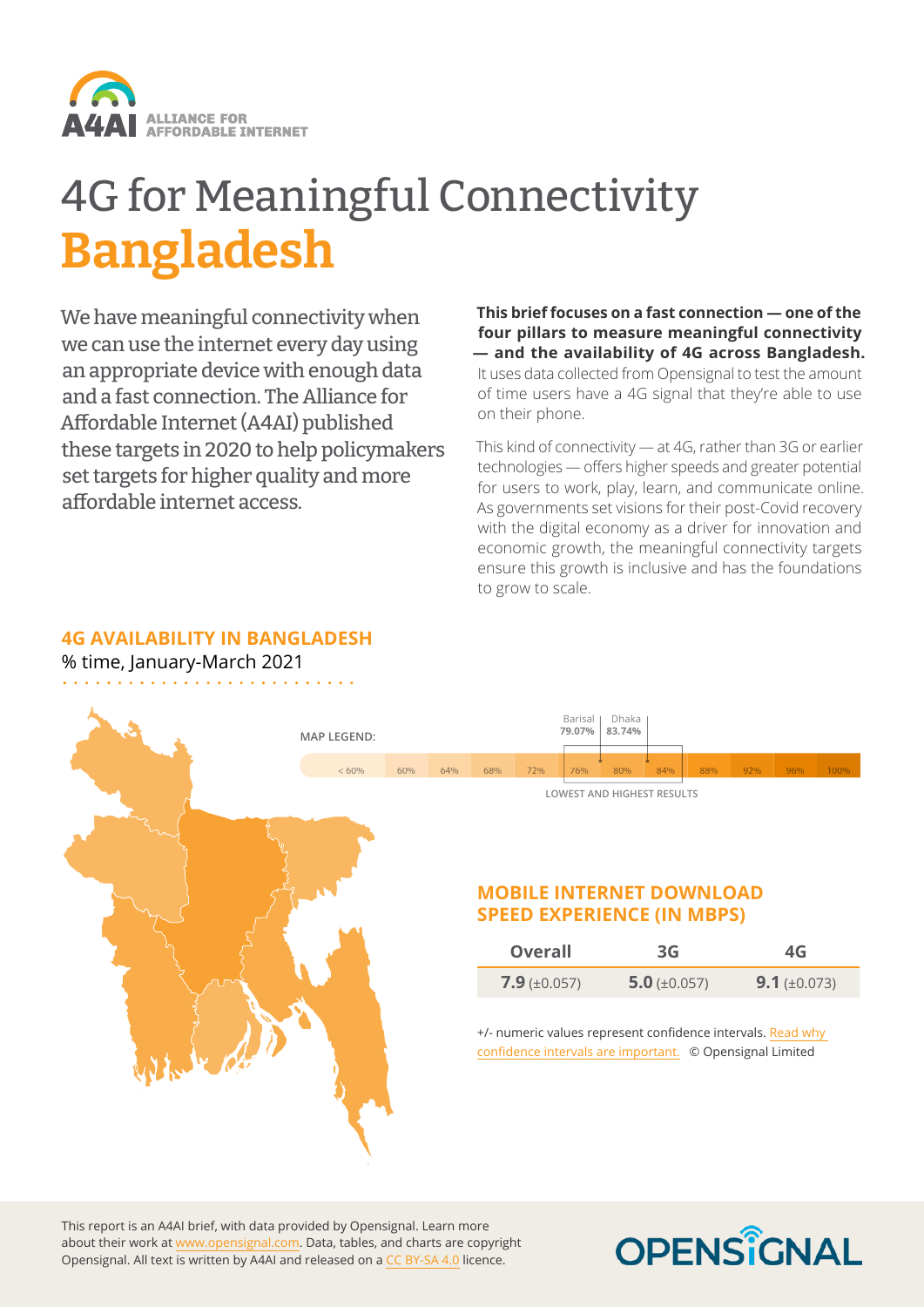# 4G for Meaningful Connectivity **Bangladesh**

We have meaningful connectivity when we can use the internet every day using an appropriate device with enough data and a fast connection. The Alliance for Affordable Internet (A4AI) published these targets in 2020 to help policymakers set targets for higher quality and more affordable internet access.

**This brief focuses on a fast connection — one of the four pillars to measure meaningful connectivity — and the availability of 4G across Bangladesh.** It uses data collected from Opensignal to test the amount of time users have a 4G signal that they're able to use on their phone.

This kind of connectivity — at 4G, rather than 3G or earlier technologies — offers higher speeds and greater potential for users to work, play, learn, and communicate online. As governments set visions for their post-Covid recovery with the digital economy as a driver for innovation and economic growth, the meaningful connectivity targets ensure this growth is inclusive and has the foundations to grow to scale.

## 4G AVAILABILITY IN BANGLADESH

% time, January-March 2021

MAP LEGEND: < 60% | 60% | 64% | 68% | 72% | 76% | 80% | 84% | 88% | 92% | 96% | 100%

LOWEST AND HIGHEST RESULTS: Barisal **79.07%** | Dhaka **83.74%**

## MOBILE INTERNET DOWNLOAD SPEED EXPERIENCE (IN MBPS)

| Overall | 3G | 4G |
|---|---|---|
| **7.9** (±0.057) | **5.0** (±0.057) | **9.1** (±0.073) |

+/- numeric values represent confidence intervals. Read why confidence intervals are important. © Opensignal Limited

This report is an A4AI brief, with data provided by Opensignal. Learn more about their work at www.opensignal.com. Data, tables, and charts are copyright Opensignal. All text is written by A4AI and released on a CC BY-SA 4.0 licence.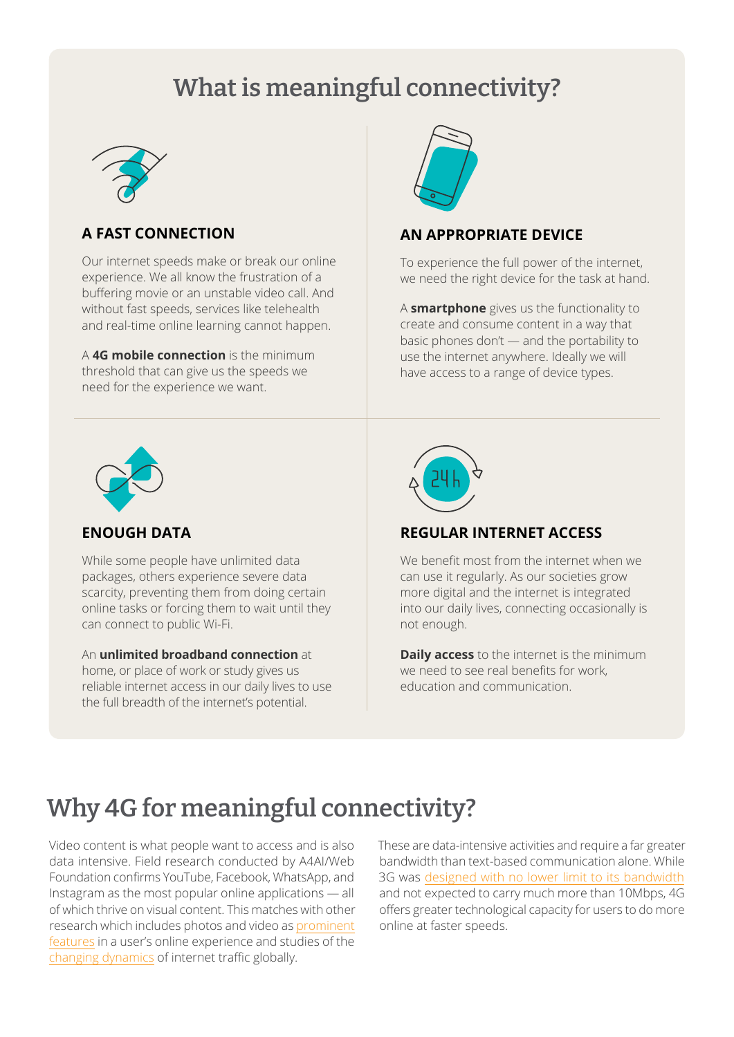# What is meaningful connectivity?

### A FAST CONNECTION

Our internet speeds make or break our online experience. We all know the frustration of a buffering movie or an unstable video call. And without fast speeds, services like telehealth and real-time online learning cannot happen.

A **4G mobile connection** is the minimum threshold that can give us the speeds we need for the experience we want.

### AN APPROPRIATE DEVICE

To experience the full power of the internet, we need the right device for the task at hand.

A **smartphone** gives us the functionality to create and consume content in a way that basic phones don't — and the portability to use the internet anywhere. Ideally we will have access to a range of device types.

### ENOUGH DATA

While some people have unlimited data packages, others experience severe data scarcity, preventing them from doing certain online tasks or forcing them to wait until they can connect to public Wi-Fi.

An **unlimited broadband connection** at home, or place of work or study gives us reliable internet access in our daily lives to use the full breadth of the internet's potential.

### REGULAR INTERNET ACCESS

We benefit most from the internet when we can use it regularly. As our societies grow more digital and the internet is integrated into our daily lives, connecting occasionally is not enough.

**Daily access** to the internet is the minimum we need to see real benefits for work, education and communication.

# Why 4G for meaningful connectivity?

Video content is what people want to access and is also data intensive. Field research conducted by A4AI/Web Foundation confirms YouTube, Facebook, WhatsApp, and Instagram as the most popular online applications — all of which thrive on visual content. This matches with other research which includes photos and video as prominent features in a user's online experience and studies of the changing dynamics of internet traffic globally.

These are data-intensive activities and require a far greater bandwidth than text-based communication alone. While 3G was designed with no lower limit to its bandwidth and not expected to carry much more than 10Mbps, 4G offers greater technological capacity for users to do more online at faster speeds.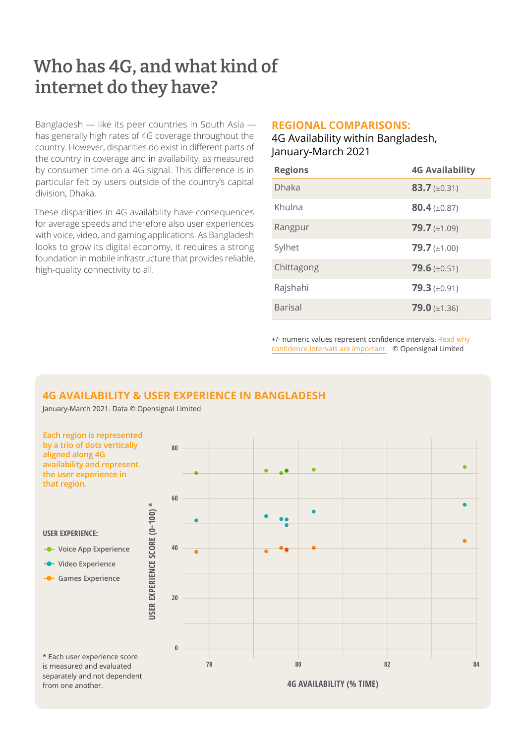# Who has 4G, and what kind of internet do they have?

Bangladesh — like its peer countries in South Asia — has generally high rates of 4G coverage throughout the country. However, disparities do exist in different parts of the country in coverage and in availability, as measured by consumer time on a 4G signal. This difference is in particular felt by users outside of the country's capital division, Dhaka.

These disparities in 4G availability have consequences for average speeds and therefore also user experiences with voice, video, and gaming applications. As Bangladesh looks to grow its digital economy, it requires a strong foundation in mobile infrastructure that provides reliable, high-quality connectivity to all.

## REGIONAL COMPARISONS:

4G Availability within Bangladesh, January-March 2021

| Regions | 4G Availability |
| --- | --- |
| Dhaka | **83.7** (±0.31) |
| Khulna | **80.4** (±0.87) |
| Rangpur | **79.7** (±1.09) |
| Sylhet | **79.7** (±1.00) |
| Chittagong | **79.6** (±0.51) |
| Rajshahi | **79.3** (±0.91) |
| Barisal | **79.0** (±1.36) |

+/- numeric values represent confidence intervals. Read why confidence intervals are important. © Opensignal Limited

## 4G AVAILABILITY & USER EXPERIENCE IN BANGLADESH

January-March 2021. Data © Opensignal Limited

Each region is represented by a trio of dots vertically aligned along 4G availability and represent the user experience in that region.

USER EXPERIENCE:

- Voice App Experience
- Video Experience
- Games Experience

USER EXPERIENCE SCORE (0-100) *

4G AVAILABILITY (% TIME)

* Each user experience score is measured and evaluated separately and not dependent from one another.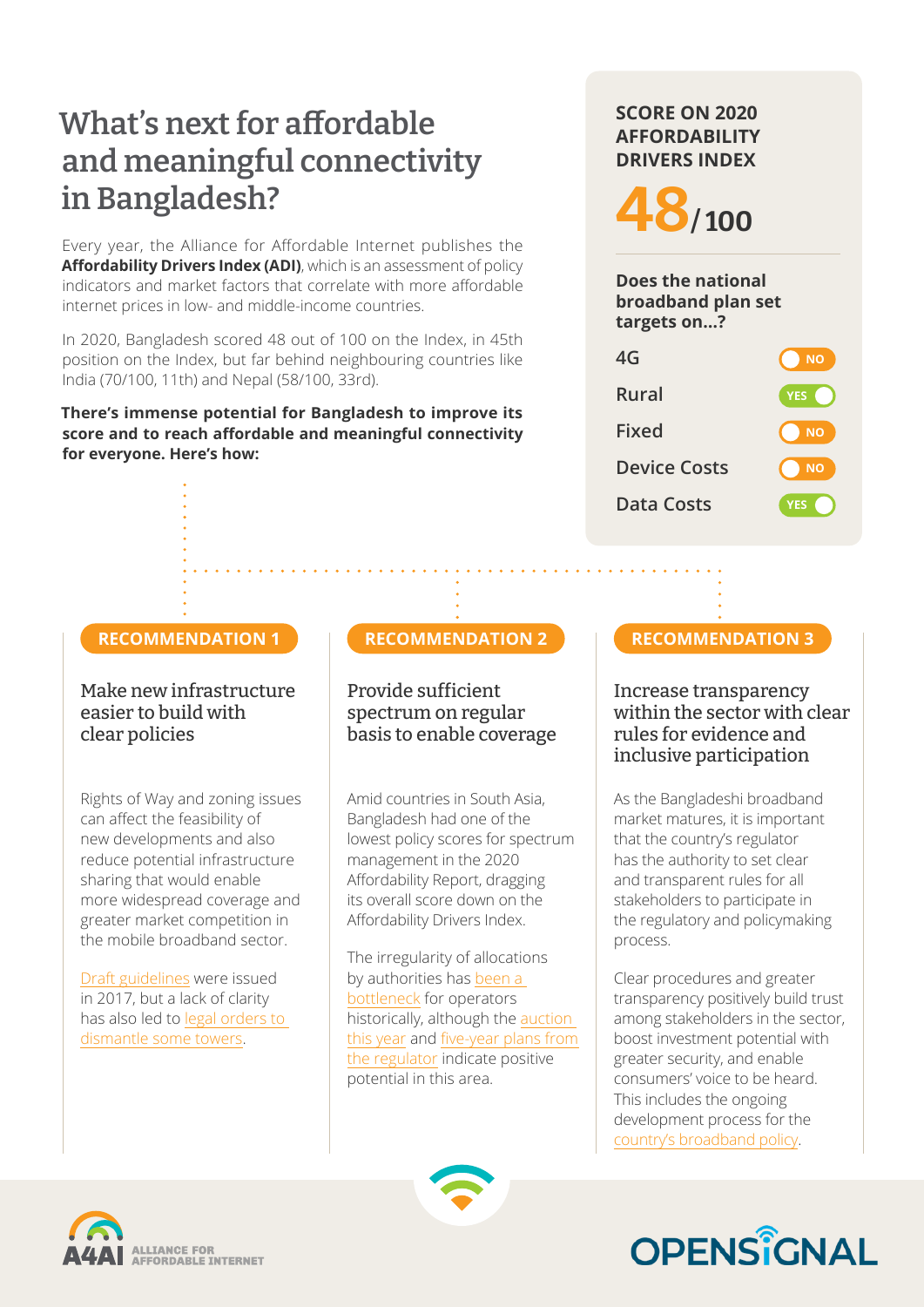# What's next for affordable and meaningful connectivity in Bangladesh?

Every year, the Alliance for Affordable Internet publishes the **Affordability Drivers Index (ADI)**, which is an assessment of policy indicators and market factors that correlate with more affordable internet prices in low- and middle-income countries.

In 2020, Bangladesh scored 48 out of 100 on the Index, in 45th position on the Index, but far behind neighbouring countries like India (70/100, 11th) and Nepal (58/100, 33rd).

**There's immense potential for Bangladesh to improve its score and to reach affordable and meaningful connectivity for everyone. Here's how:**

**SCORE ON 2020 AFFORDABILITY DRIVERS INDEX**

**48/100**

**Does the national broadband plan set targets on...?**

| | |
|---|---|
| 4G | NO |
| Rural | YES |
| Fixed | NO |
| Device Costs | NO |
| Data Costs | YES |

## RECOMMENDATION 1

### Make new infrastructure easier to build with clear policies

Rights of Way and zoning issues can affect the feasibility of new developments and also reduce potential infrastructure sharing that would enable more widespread coverage and greater market competition in the mobile broadband sector.

Draft guidelines were issued in 2017, but a lack of clarity has also led to legal orders to dismantle some towers.

## RECOMMENDATION 2

### Provide sufficient spectrum on regular basis to enable coverage

Amid countries in South Asia, Bangladesh had one of the lowest policy scores for spectrum management in the 2020 Affordability Report, dragging its overall score down on the Affordability Drivers Index.

The irregularity of allocations by authorities has been a bottleneck for operators historically, although the auction this year and five-year plans from the regulator indicate positive potential in this area.

## RECOMMENDATION 3

### Increase transparency within the sector with clear rules for evidence and inclusive participation

As the Bangladeshi broadband market matures, it is important that the country's regulator has the authority to set clear and transparent rules for all stakeholders to participate in the regulatory and policymaking process.

Clear procedures and greater transparency positively build trust among stakeholders in the sector, boost investment potential with greater security, and enable consumers' voice to be heard. This includes the ongoing development process for the country's broadband policy.

A4AI ALLIANCE FOR AFFORDABLE INTERNET

OPENSIGNAL